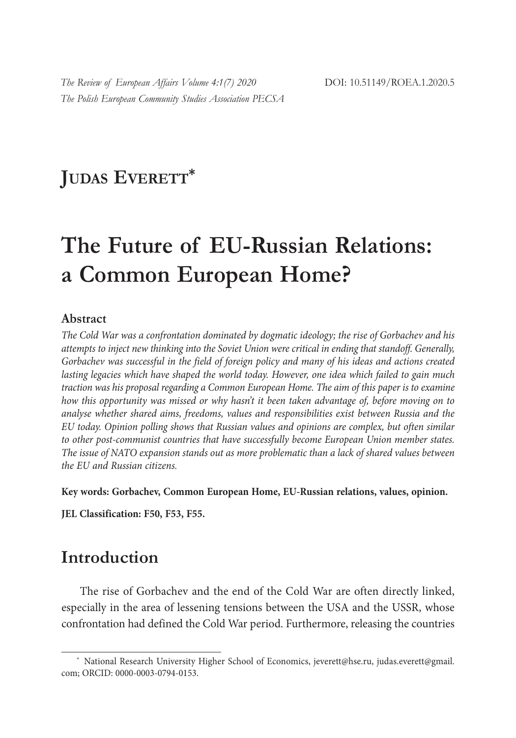**Judas Everett***

# The Future of EU-Russian Relations: a Common European Home?

## Abstract

*The Cold War was a confrontation dominated by dogmatic ideology; the rise of Gorbachev and his attempts to inject new thinking into the Soviet Union were critical in ending that standoff. Generally, Gorbachev was successful in the field of foreign policy and many of his ideas and actions created lasting legacies which have shaped the world today. However, one idea which failed to gain much traction was his proposal regarding a Common European Home. The aim of this paper is to examine how this opportunity was missed or why hasn't it been taken advantage of, before moving on to analyse whether shared aims, freedoms, values and responsibilities exist between Russia and the EU today. Opinion polling shows that Russian values and opinions are complex, but often similar to other post-communist countries that have successfully become European Union member states. The issue of NATO expansion stands out as more problematic than a lack of shared values between the EU and Russian citizens.*

**Key words: Gorbachev, Common European Home, EU-Russian relations, values, opinion.**

**JEL Classification: F50, F53, F55.**

## Introduction

The rise of Gorbachev and the end of the Cold War are often directly linked, especially in the area of lessening tensions between the USA and the USSR, whose confrontation had defined the Cold War period. Furthermore, releasing the countries

---

* National Research University Higher School of Economics, jeverett@hse.ru, judas.everett@gmail.com; ORCID: 0000-0003-0794-0153.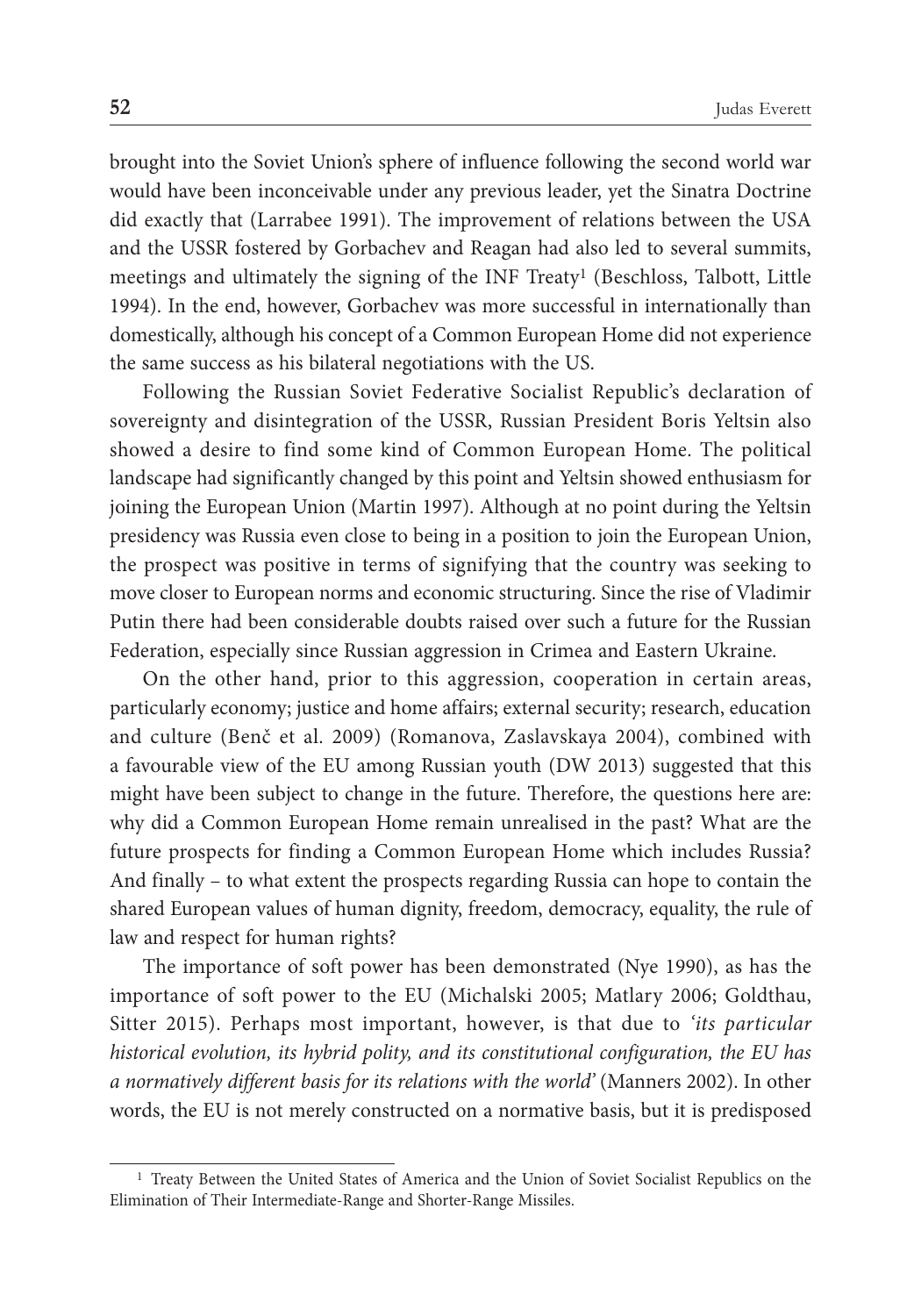brought into the Soviet Union's sphere of influence following the second world war would have been inconceivable under any previous leader, yet the Sinatra Doctrine did exactly that (Larrabee 1991). The improvement of relations between the USA and the USSR fostered by Gorbachev and Reagan had also led to several summits, meetings and ultimately the signing of the INF Treaty[1] (Beschloss, Talbott, Little 1994). In the end, however, Gorbachev was more successful in internationally than domestically, although his concept of a Common European Home did not experience the same success as his bilateral negotiations with the US.

Following the Russian Soviet Federative Socialist Republic's declaration of sovereignty and disintegration of the USSR, Russian President Boris Yeltsin also showed a desire to find some kind of Common European Home. The political landscape had significantly changed by this point and Yeltsin showed enthusiasm for joining the European Union (Martin 1997). Although at no point during the Yeltsin presidency was Russia even close to being in a position to join the European Union, the prospect was positive in terms of signifying that the country was seeking to move closer to European norms and economic structuring. Since the rise of Vladimir Putin there had been considerable doubts raised over such a future for the Russian Federation, especially since Russian aggression in Crimea and Eastern Ukraine.

On the other hand, prior to this aggression, cooperation in certain areas, particularly economy; justice and home affairs; external security; research, education and culture (Benč et al. 2009) (Romanova, Zaslavskaya 2004), combined with a favourable view of the EU among Russian youth (DW 2013) suggested that this might have been subject to change in the future. Therefore, the questions here are: why did a Common European Home remain unrealised in the past? What are the future prospects for finding a Common European Home which includes Russia? And finally – to what extent the prospects regarding Russia can hope to contain the shared European values of human dignity, freedom, democracy, equality, the rule of law and respect for human rights?

The importance of soft power has been demonstrated (Nye 1990), as has the importance of soft power to the EU (Michalski 2005; Matlary 2006; Goldthau, Sitter 2015). Perhaps most important, however, is that due to '*its particular historical evolution, its hybrid polity, and its constitutional configuration, the EU has a normatively different basis for its relations with the world*' (Manners 2002). In other words, the EU is not merely constructed on a normative basis, but it is predisposed

[1] Treaty Between the United States of America and the Union of Soviet Socialist Republics on the Elimination of Their Intermediate-Range and Shorter-Range Missiles.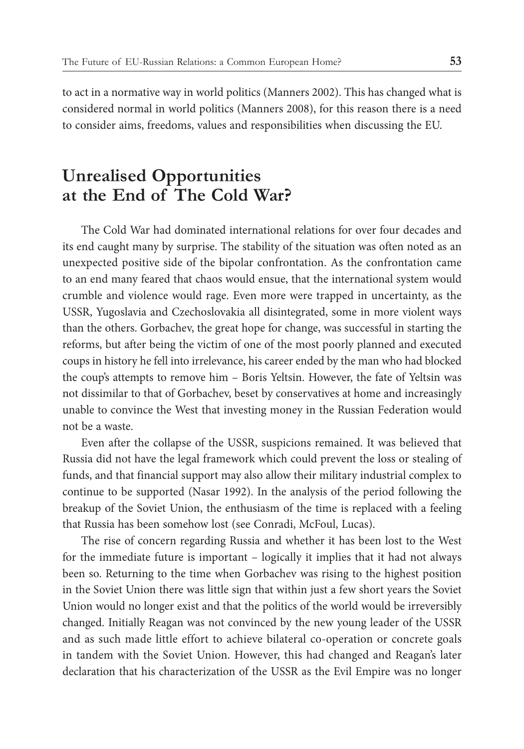to act in a normative way in world politics (Manners 2002). This has changed what is considered normal in world politics (Manners 2008), for this reason there is a need to consider aims, freedoms, values and responsibilities when discussing the EU.

## Unrealised Opportunities at the End of The Cold War?

The Cold War had dominated international relations for over four decades and its end caught many by surprise. The stability of the situation was often noted as an unexpected positive side of the bipolar confrontation. As the confrontation came to an end many feared that chaos would ensue, that the international system would crumble and violence would rage. Even more were trapped in uncertainty, as the USSR, Yugoslavia and Czechoslovakia all disintegrated, some in more violent ways than the others. Gorbachev, the great hope for change, was successful in starting the reforms, but after being the victim of one of the most poorly planned and executed coups in history he fell into irrelevance, his career ended by the man who had blocked the coup's attempts to remove him – Boris Yeltsin. However, the fate of Yeltsin was not dissimilar to that of Gorbachev, beset by conservatives at home and increasingly unable to convince the West that investing money in the Russian Federation would not be a waste.

Even after the collapse of the USSR, suspicions remained. It was believed that Russia did not have the legal framework which could prevent the loss or stealing of funds, and that financial support may also allow their military industrial complex to continue to be supported (Nasar 1992). In the analysis of the period following the breakup of the Soviet Union, the enthusiasm of the time is replaced with a feeling that Russia has been somehow lost (see Conradi, McFoul, Lucas).

The rise of concern regarding Russia and whether it has been lost to the West for the immediate future is important – logically it implies that it had not always been so. Returning to the time when Gorbachev was rising to the highest position in the Soviet Union there was little sign that within just a few short years the Soviet Union would no longer exist and that the politics of the world would be irreversibly changed. Initially Reagan was not convinced by the new young leader of the USSR and as such made little effort to achieve bilateral co-operation or concrete goals in tandem with the Soviet Union. However, this had changed and Reagan's later declaration that his characterization of the USSR as the Evil Empire was no longer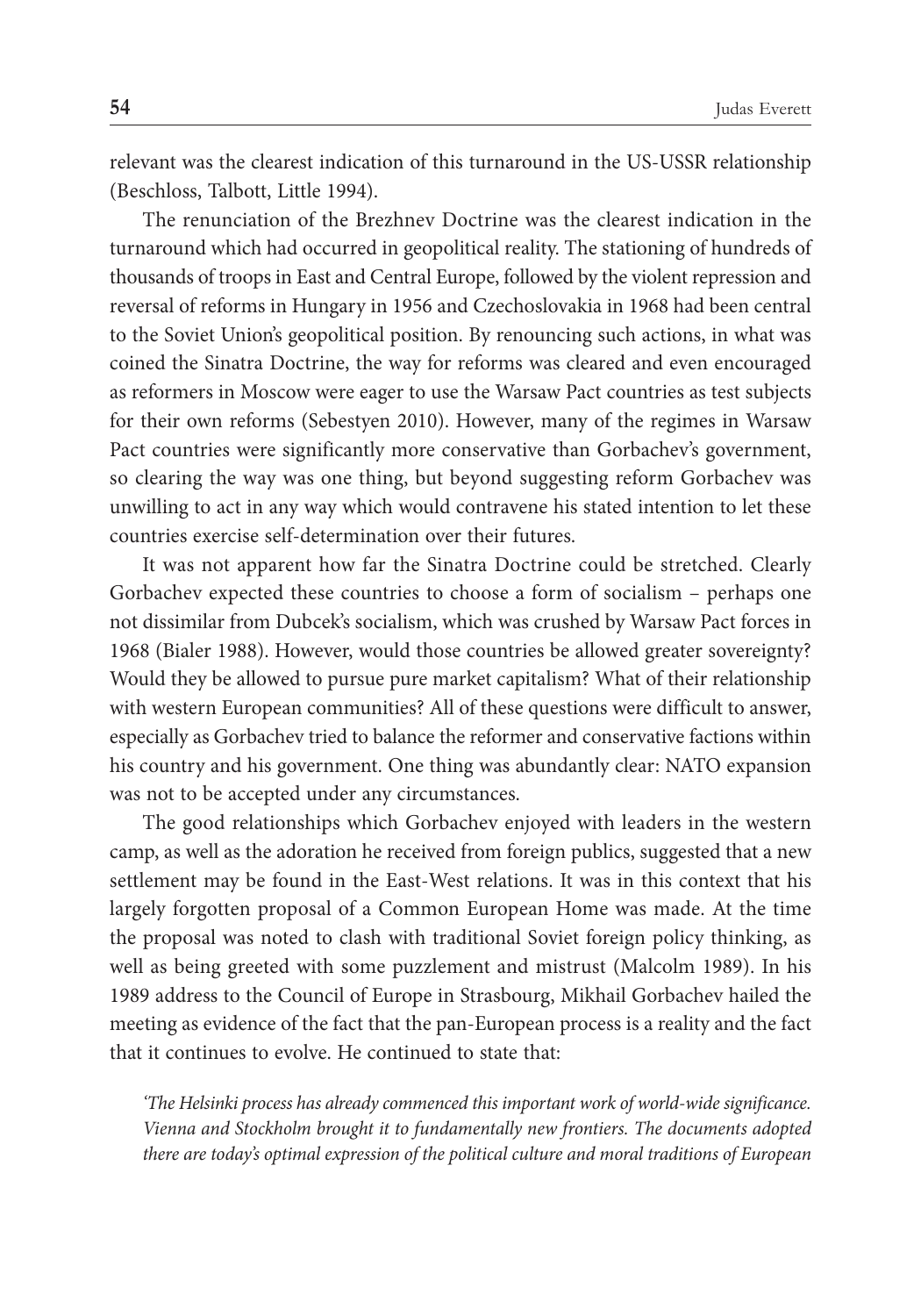relevant was the clearest indication of this turnaround in the US-USSR relationship (Beschloss, Talbott, Little 1994).

The renunciation of the Brezhnev Doctrine was the clearest indication in the turnaround which had occurred in geopolitical reality. The stationing of hundreds of thousands of troops in East and Central Europe, followed by the violent repression and reversal of reforms in Hungary in 1956 and Czechoslovakia in 1968 had been central to the Soviet Union's geopolitical position. By renouncing such actions, in what was coined the Sinatra Doctrine, the way for reforms was cleared and even encouraged as reformers in Moscow were eager to use the Warsaw Pact countries as test subjects for their own reforms (Sebestyen 2010). However, many of the regimes in Warsaw Pact countries were significantly more conservative than Gorbachev's government, so clearing the way was one thing, but beyond suggesting reform Gorbachev was unwilling to act in any way which would contravene his stated intention to let these countries exercise self-determination over their futures.

It was not apparent how far the Sinatra Doctrine could be stretched. Clearly Gorbachev expected these countries to choose a form of socialism – perhaps one not dissimilar from Dubcek's socialism, which was crushed by Warsaw Pact forces in 1968 (Bialer 1988). However, would those countries be allowed greater sovereignty? Would they be allowed to pursue pure market capitalism? What of their relationship with western European communities? All of these questions were difficult to answer, especially as Gorbachev tried to balance the reformer and conservative factions within his country and his government. One thing was abundantly clear: NATO expansion was not to be accepted under any circumstances.

The good relationships which Gorbachev enjoyed with leaders in the western camp, as well as the adoration he received from foreign publics, suggested that a new settlement may be found in the East-West relations. It was in this context that his largely forgotten proposal of a Common European Home was made. At the time the proposal was noted to clash with traditional Soviet foreign policy thinking, as well as being greeted with some puzzlement and mistrust (Malcolm 1989). In his 1989 address to the Council of Europe in Strasbourg, Mikhail Gorbachev hailed the meeting as evidence of the fact that the pan-European process is a reality and the fact that it continues to evolve. He continued to state that:

*'The Helsinki process has already commenced this important work of world-wide significance. Vienna and Stockholm brought it to fundamentally new frontiers. The documents adopted there are today's optimal expression of the political culture and moral traditions of European*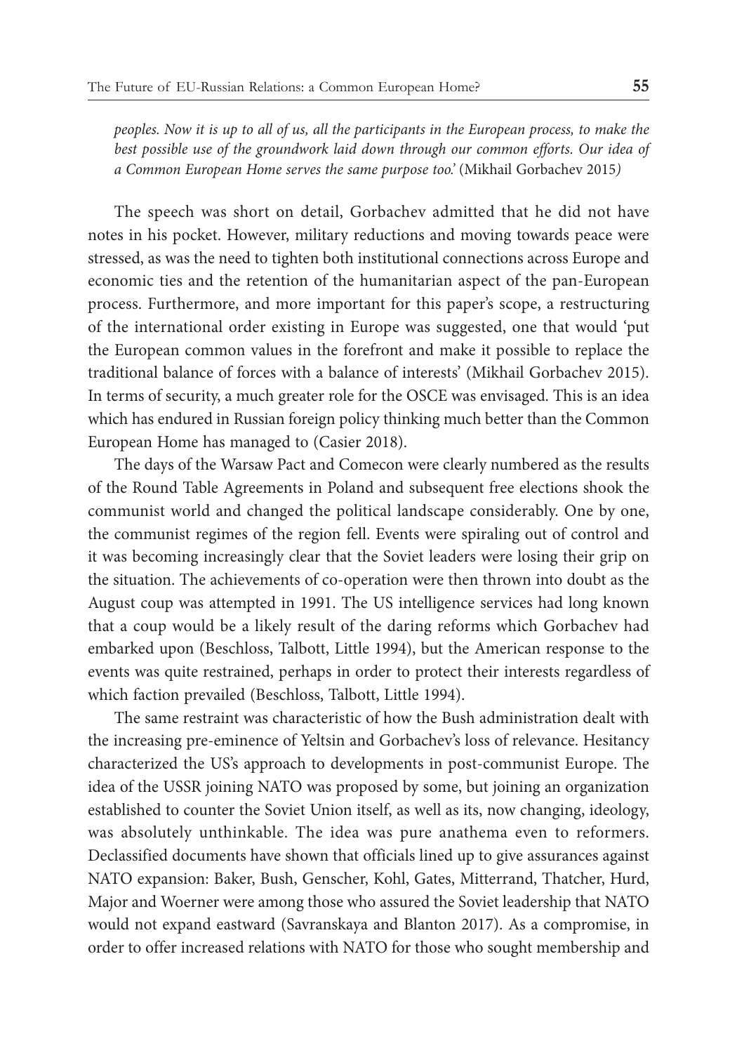*peoples. Now it is up to all of us, all the participants in the European process, to make the best possible use of the groundwork laid down through our common efforts. Our idea of a Common European Home serves the same purpose too.'* (Mikhail Gorbachev 2015*)*

The speech was short on detail, Gorbachev admitted that he did not have notes in his pocket. However, military reductions and moving towards peace were stressed, as was the need to tighten both institutional connections across Europe and economic ties and the retention of the humanitarian aspect of the pan-European process. Furthermore, and more important for this paper's scope, a restructuring of the international order existing in Europe was suggested, one that would 'put the European common values in the forefront and make it possible to replace the traditional balance of forces with a balance of interests' (Mikhail Gorbachev 2015). In terms of security, a much greater role for the OSCE was envisaged. This is an idea which has endured in Russian foreign policy thinking much better than the Common European Home has managed to (Casier 2018).

The days of the Warsaw Pact and Comecon were clearly numbered as the results of the Round Table Agreements in Poland and subsequent free elections shook the communist world and changed the political landscape considerably. One by one, the communist regimes of the region fell. Events were spiraling out of control and it was becoming increasingly clear that the Soviet leaders were losing their grip on the situation. The achievements of co-operation were then thrown into doubt as the August coup was attempted in 1991. The US intelligence services had long known that a coup would be a likely result of the daring reforms which Gorbachev had embarked upon (Beschloss, Talbott, Little 1994), but the American response to the events was quite restrained, perhaps in order to protect their interests regardless of which faction prevailed (Beschloss, Talbott, Little 1994).

The same restraint was characteristic of how the Bush administration dealt with the increasing pre-eminence of Yeltsin and Gorbachev's loss of relevance. Hesitancy characterized the US's approach to developments in post-communist Europe. The idea of the USSR joining NATO was proposed by some, but joining an organization established to counter the Soviet Union itself, as well as its, now changing, ideology, was absolutely unthinkable. The idea was pure anathema even to reformers. Declassified documents have shown that officials lined up to give assurances against NATO expansion: Baker, Bush, Genscher, Kohl, Gates, Mitterrand, Thatcher, Hurd, Major and Woerner were among those who assured the Soviet leadership that NATO would not expand eastward (Savranskaya and Blanton 2017). As a compromise, in order to offer increased relations with NATO for those who sought membership and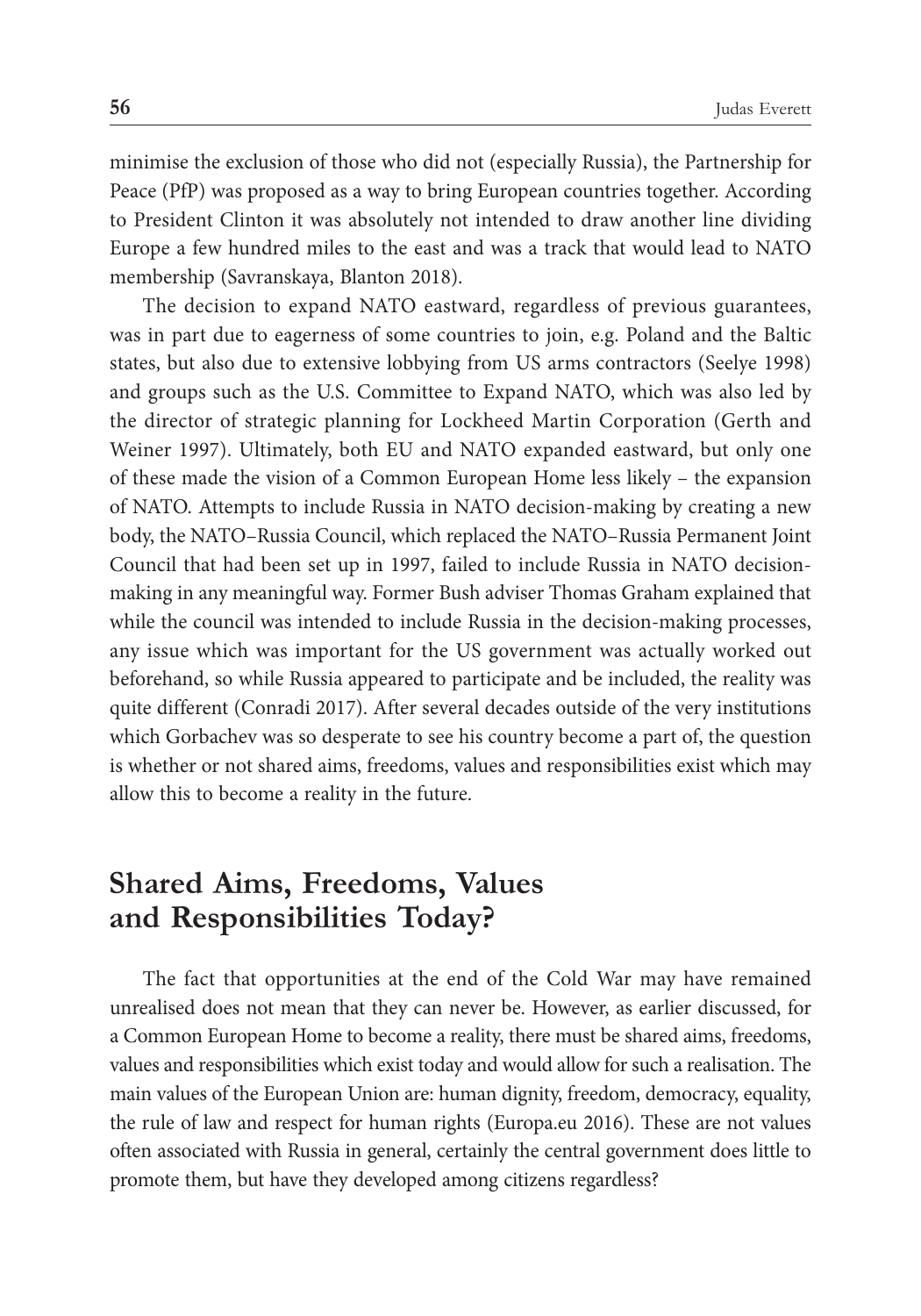minimise the exclusion of those who did not (especially Russia), the Partnership for Peace (PfP) was proposed as a way to bring European countries together. According to President Clinton it was absolutely not intended to draw another line dividing Europe a few hundred miles to the east and was a track that would lead to NATO membership (Savranskaya, Blanton 2018).

The decision to expand NATO eastward, regardless of previous guarantees, was in part due to eagerness of some countries to join, e.g. Poland and the Baltic states, but also due to extensive lobbying from US arms contractors (Seelye 1998) and groups such as the U.S. Committee to Expand NATO, which was also led by the director of strategic planning for Lockheed Martin Corporation (Gerth and Weiner 1997). Ultimately, both EU and NATO expanded eastward, but only one of these made the vision of a Common European Home less likely – the expansion of NATO. Attempts to include Russia in NATO decision-making by creating a new body, the NATO–Russia Council, which replaced the NATO–Russia Permanent Joint Council that had been set up in 1997, failed to include Russia in NATO decision-making in any meaningful way. Former Bush adviser Thomas Graham explained that while the council was intended to include Russia in the decision-making processes, any issue which was important for the US government was actually worked out beforehand, so while Russia appeared to participate and be included, the reality was quite different (Conradi 2017). After several decades outside of the very institutions which Gorbachev was so desperate to see his country become a part of, the question is whether or not shared aims, freedoms, values and responsibilities exist which may allow this to become a reality in the future.

## Shared Aims, Freedoms, Values and Responsibilities Today?

The fact that opportunities at the end of the Cold War may have remained unrealised does not mean that they can never be. However, as earlier discussed, for a Common European Home to become a reality, there must be shared aims, freedoms, values and responsibilities which exist today and would allow for such a realisation. The main values of the European Union are: human dignity, freedom, democracy, equality, the rule of law and respect for human rights (Europa.eu 2016). These are not values often associated with Russia in general, certainly the central government does little to promote them, but have they developed among citizens regardless?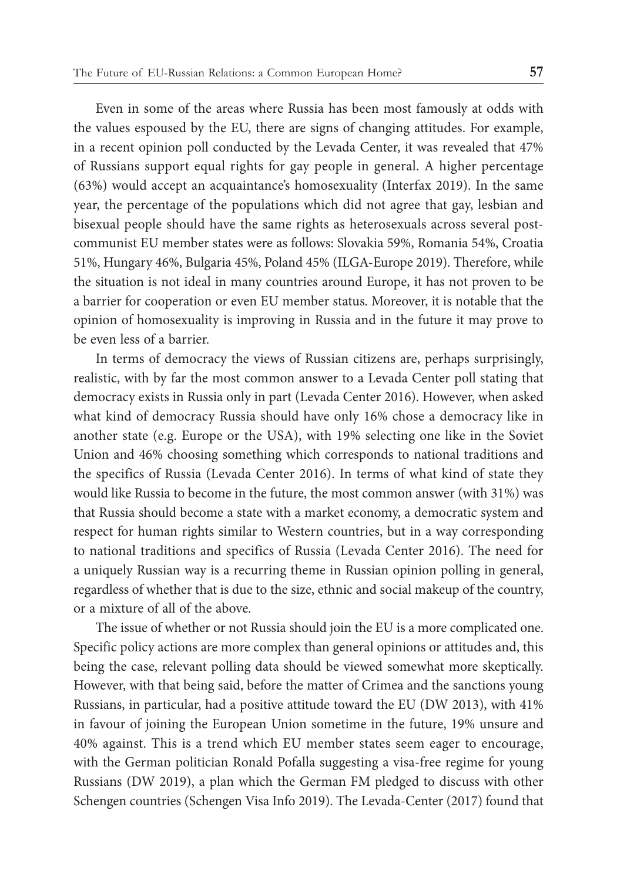Even in some of the areas where Russia has been most famously at odds with the values espoused by the EU, there are signs of changing attitudes. For example, in a recent opinion poll conducted by the Levada Center, it was revealed that 47% of Russians support equal rights for gay people in general. A higher percentage (63%) would accept an acquaintance's homosexuality (Interfax 2019). In the same year, the percentage of the populations which did not agree that gay, lesbian and bisexual people should have the same rights as heterosexuals across several post-communist EU member states were as follows: Slovakia 59%, Romania 54%, Croatia 51%, Hungary 46%, Bulgaria 45%, Poland 45% (ILGA-Europe 2019). Therefore, while the situation is not ideal in many countries around Europe, it has not proven to be a barrier for cooperation or even EU member status. Moreover, it is notable that the opinion of homosexuality is improving in Russia and in the future it may prove to be even less of a barrier.

In terms of democracy the views of Russian citizens are, perhaps surprisingly, realistic, with by far the most common answer to a Levada Center poll stating that democracy exists in Russia only in part (Levada Center 2016). However, when asked what kind of democracy Russia should have only 16% chose a democracy like in another state (e.g. Europe or the USA), with 19% selecting one like in the Soviet Union and 46% choosing something which corresponds to national traditions and the specifics of Russia (Levada Center 2016). In terms of what kind of state they would like Russia to become in the future, the most common answer (with 31%) was that Russia should become a state with a market economy, a democratic system and respect for human rights similar to Western countries, but in a way corresponding to national traditions and specifics of Russia (Levada Center 2016). The need for a uniquely Russian way is a recurring theme in Russian opinion polling in general, regardless of whether that is due to the size, ethnic and social makeup of the country, or a mixture of all of the above.

The issue of whether or not Russia should join the EU is a more complicated one. Specific policy actions are more complex than general opinions or attitudes and, this being the case, relevant polling data should be viewed somewhat more skeptically. However, with that being said, before the matter of Crimea and the sanctions young Russians, in particular, had a positive attitude toward the EU (DW 2013), with 41% in favour of joining the European Union sometime in the future, 19% unsure and 40% against. This is a trend which EU member states seem eager to encourage, with the German politician Ronald Pofalla suggesting a visa-free regime for young Russians (DW 2019), a plan which the German FM pledged to discuss with other Schengen countries (Schengen Visa Info 2019). The Levada-Center (2017) found that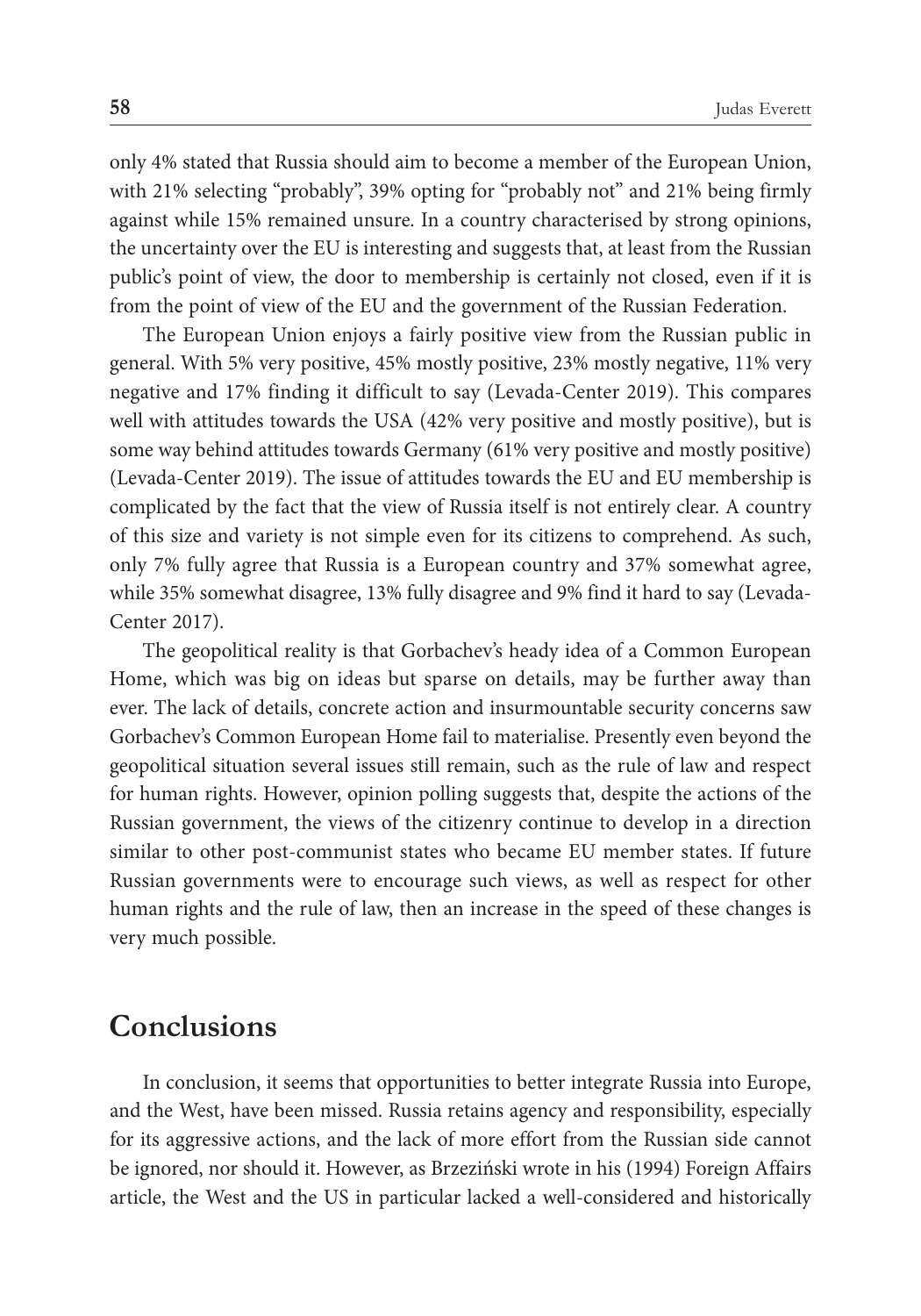only 4% stated that Russia should aim to become a member of the European Union, with 21% selecting "probably", 39% opting for "probably not" and 21% being firmly against while 15% remained unsure. In a country characterised by strong opinions, the uncertainty over the EU is interesting and suggests that, at least from the Russian public's point of view, the door to membership is certainly not closed, even if it is from the point of view of the EU and the government of the Russian Federation.

The European Union enjoys a fairly positive view from the Russian public in general. With 5% very positive, 45% mostly positive, 23% mostly negative, 11% very negative and 17% finding it difficult to say (Levada-Center 2019). This compares well with attitudes towards the USA (42% very positive and mostly positive), but is some way behind attitudes towards Germany (61% very positive and mostly positive) (Levada-Center 2019). The issue of attitudes towards the EU and EU membership is complicated by the fact that the view of Russia itself is not entirely clear. A country of this size and variety is not simple even for its citizens to comprehend. As such, only 7% fully agree that Russia is a European country and 37% somewhat agree, while 35% somewhat disagree, 13% fully disagree and 9% find it hard to say (Levada-Center 2017).

The geopolitical reality is that Gorbachev's heady idea of a Common European Home, which was big on ideas but sparse on details, may be further away than ever. The lack of details, concrete action and insurmountable security concerns saw Gorbachev's Common European Home fail to materialise. Presently even beyond the geopolitical situation several issues still remain, such as the rule of law and respect for human rights. However, opinion polling suggests that, despite the actions of the Russian government, the views of the citizenry continue to develop in a direction similar to other post-communist states who became EU member states. If future Russian governments were to encourage such views, as well as respect for other human rights and the rule of law, then an increase in the speed of these changes is very much possible.

## Conclusions

In conclusion, it seems that opportunities to better integrate Russia into Europe, and the West, have been missed. Russia retains agency and responsibility, especially for its aggressive actions, and the lack of more effort from the Russian side cannot be ignored, nor should it. However, as Brzeziński wrote in his (1994) Foreign Affairs article, the West and the US in particular lacked a well-considered and historically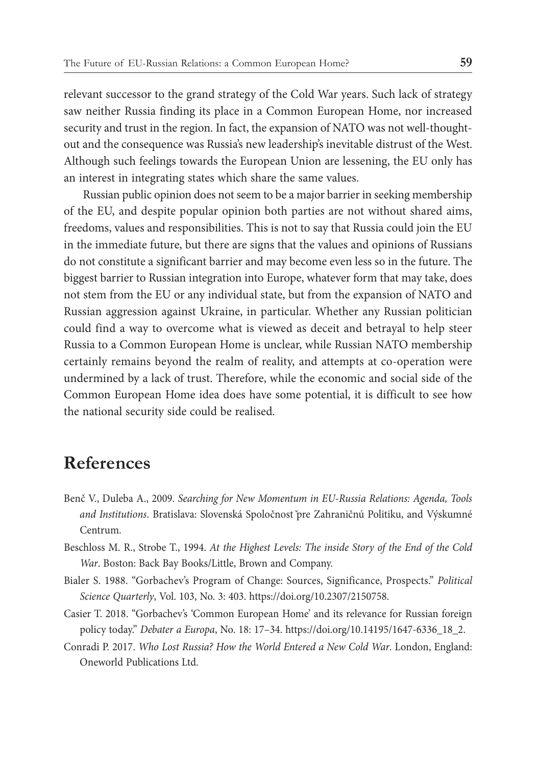relevant successor to the grand strategy of the Cold War years. Such lack of strategy saw neither Russia finding its place in a Common European Home, nor increased security and trust in the region. In fact, the expansion of NATO was not well-thought-out and the consequence was Russia's new leadership's inevitable distrust of the West. Although such feelings towards the European Union are lessening, the EU only has an interest in integrating states which share the same values.

Russian public opinion does not seem to be a major barrier in seeking membership of the EU, and despite popular opinion both parties are not without shared aims, freedoms, values and responsibilities. This is not to say that Russia could join the EU in the immediate future, but there are signs that the values and opinions of Russians do not constitute a significant barrier and may become even less so in the future. The biggest barrier to Russian integration into Europe, whatever form that may take, does not stem from the EU or any individual state, but from the expansion of NATO and Russian aggression against Ukraine, in particular. Whether any Russian politician could find a way to overcome what is viewed as deceit and betrayal to help steer Russia to a Common European Home is unclear, while Russian NATO membership certainly remains beyond the realm of reality, and attempts at co-operation were undermined by a lack of trust. Therefore, while the economic and social side of the Common European Home idea does have some potential, it is difficult to see how the national security side could be realised.

# References

Benč V., Duleba A., 2009. *Searching for New Momentum in EU-Russia Relations: Agenda, Tools and Institutions*. Bratislava: Slovenská Spoločnosť pre Zahraničnú Politiku, and Výskumné Centrum.

Beschloss M. R., Strobe T., 1994. *At the Highest Levels: The inside Story of the End of the Cold War*. Boston: Back Bay Books/Little, Brown and Company.

Bialer S. 1988. "Gorbachev's Program of Change: Sources, Significance, Prospects." *Political Science Quarterly*, Vol. 103, No. 3: 403. https://doi.org/10.2307/2150758.

Casier T. 2018. "Gorbachev's 'Common European Home' and its relevance for Russian foreign policy today." *Debater a Europa*, No. 18: 17–34. https://doi.org/10.14195/1647-6336_18_2.

Conradi P. 2017. *Who Lost Russia? How the World Entered a New Cold War*. London, England: Oneworld Publications Ltd.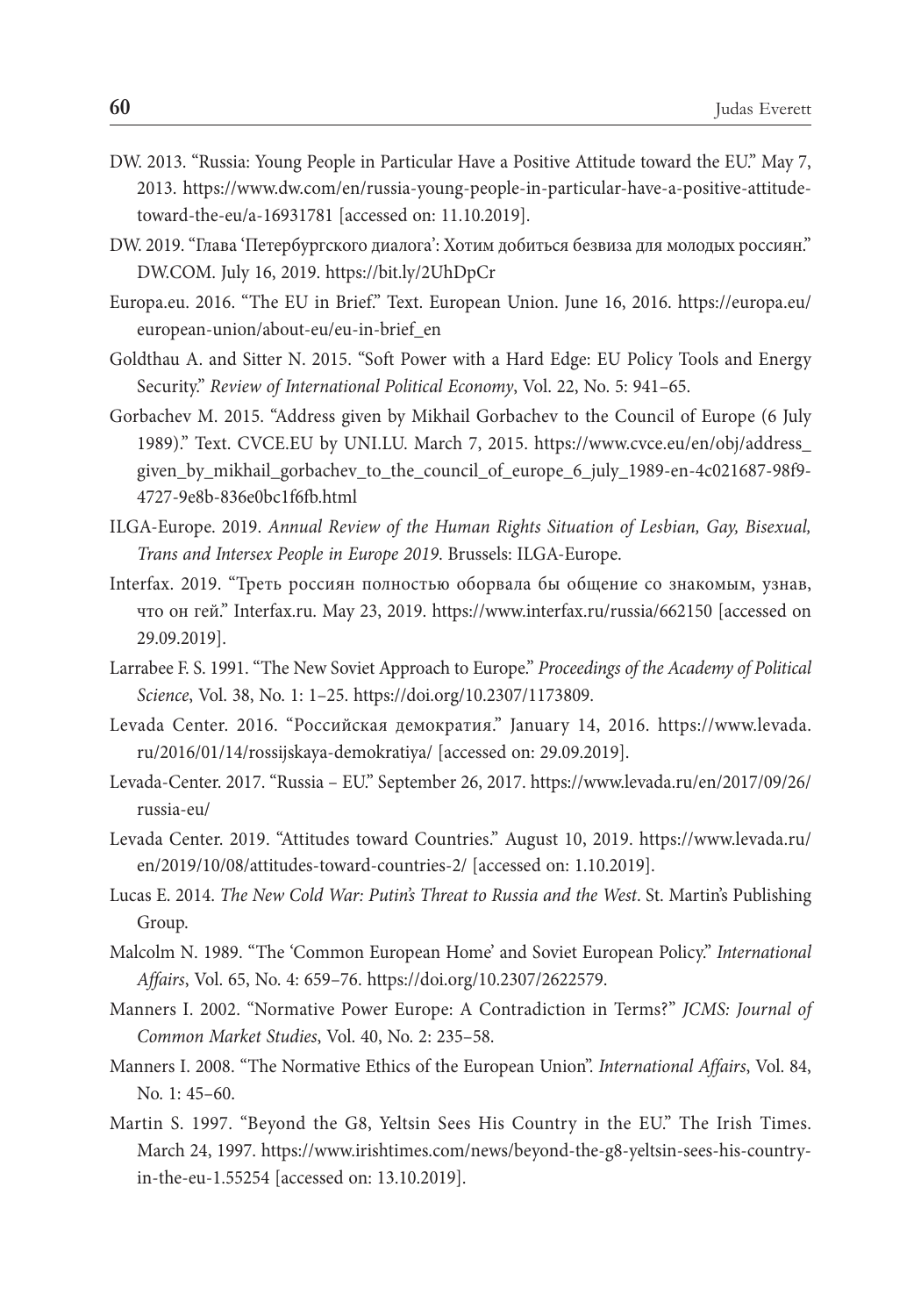DW. 2013. "Russia: Young People in Particular Have a Positive Attitude toward the EU." May 7, 2013. https://www.dw.com/en/russia-young-people-in-particular-have-a-positive-attitude-toward-the-eu/a-16931781 [accessed on: 11.10.2019].

DW. 2019. "Глава 'Петербургского диалога': Хотим добиться безвиза для молодых россиян." DW.COM. July 16, 2019. https://bit.ly/2UhDpCr

Europa.eu. 2016. "The EU in Brief." Text. European Union. June 16, 2016. https://europa.eu/european-union/about-eu/eu-in-brief_en

Goldthau A. and Sitter N. 2015. "Soft Power with a Hard Edge: EU Policy Tools and Energy Security." *Review of International Political Economy*, Vol. 22, No. 5: 941–65.

Gorbachev M. 2015. "Address given by Mikhail Gorbachev to the Council of Europe (6 July 1989)." Text. CVCE.EU by UNI.LU. March 7, 2015. https://www.cvce.eu/en/obj/address_given_by_mikhail_gorbachev_to_the_council_of_europe_6_july_1989-en-4c021687-98f9-4727-9e8b-836e0bc1f6fb.html

ILGA-Europe. 2019. *Annual Review of the Human Rights Situation of Lesbian, Gay, Bisexual, Trans and Intersex People in Europe 2019*. Brussels: ILGA-Europe.

Interfax. 2019. "Треть россиян полностью оборвала бы общение со знакомым, узнав, что он гей." Interfax.ru. May 23, 2019. https://www.interfax.ru/russia/662150 [accessed on 29.09.2019].

Larrabee F. S. 1991. "The New Soviet Approach to Europe." *Proceedings of the Academy of Political Science*, Vol. 38, No. 1: 1–25. https://doi.org/10.2307/1173809.

Levada Center. 2016. "Российская демократия." January 14, 2016. https://www.levada.ru/2016/01/14/rossijskaya-demokratiya/ [accessed on: 29.09.2019].

Levada-Center. 2017. "Russia – EU." September 26, 2017. https://www.levada.ru/en/2017/09/26/russia-eu/

Levada Center. 2019. "Attitudes toward Countries." August 10, 2019. https://www.levada.ru/en/2019/10/08/attitudes-toward-countries-2/ [accessed on: 1.10.2019].

Lucas E. 2014. *The New Cold War: Putin's Threat to Russia and the West*. St. Martin's Publishing Group.

Malcolm N. 1989. "The 'Common European Home' and Soviet European Policy." *International Affairs*, Vol. 65, No. 4: 659–76. https://doi.org/10.2307/2622579.

Manners I. 2002. "Normative Power Europe: A Contradiction in Terms?" *JCMS: Journal of Common Market Studies*, Vol. 40, No. 2: 235–58.

Manners I. 2008. "The Normative Ethics of the European Union". *International Affairs*, Vol. 84, No. 1: 45–60.

Martin S. 1997. "Beyond the G8, Yeltsin Sees His Country in the EU." The Irish Times. March 24, 1997. https://www.irishtimes.com/news/beyond-the-g8-yeltsin-sees-his-country-in-the-eu-1.55254 [accessed on: 13.10.2019].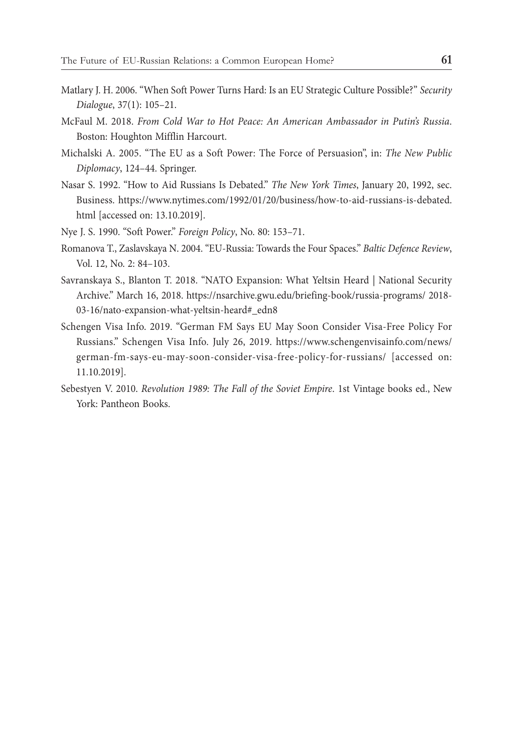Matlary J. H. 2006. "When Soft Power Turns Hard: Is an EU Strategic Culture Possible?" *Security Dialogue*, 37(1): 105–21.

McFaul M. 2018. *From Cold War to Hot Peace: An American Ambassador in Putin's Russia*. Boston: Houghton Mifflin Harcourt.

Michalski A. 2005. "The EU as a Soft Power: The Force of Persuasion", in: *The New Public Diplomacy*, 124–44. Springer.

Nasar S. 1992. "How to Aid Russians Is Debated." *The New York Times*, January 20, 1992, sec. Business. https://www.nytimes.com/1992/01/20/business/how-to-aid-russians-is-debated.html [accessed on: 13.10.2019].

Nye J. S. 1990. "Soft Power." *Foreign Policy*, No. 80: 153–71.

Romanova T., Zaslavskaya N. 2004. "EU-Russia: Towards the Four Spaces." *Baltic Defence Review*, Vol. 12, No. 2: 84–103.

Savranskaya S., Blanton T. 2018. "NATO Expansion: What Yeltsin Heard | National Security Archive." March 16, 2018. https://nsarchive.gwu.edu/briefing-book/russia-programs/ 2018-03-16/nato-expansion-what-yeltsin-heard#_edn8

Schengen Visa Info. 2019. "German FM Says EU May Soon Consider Visa-Free Policy For Russians." Schengen Visa Info. July 26, 2019. https://www.schengenvisainfo.com/news/german-fm-says-eu-may-soon-consider-visa-free-policy-for-russians/ [accessed on: 11.10.2019].

Sebestyen V. 2010. *Revolution 1989: The Fall of the Soviet Empire*. 1st Vintage books ed., New York: Pantheon Books.